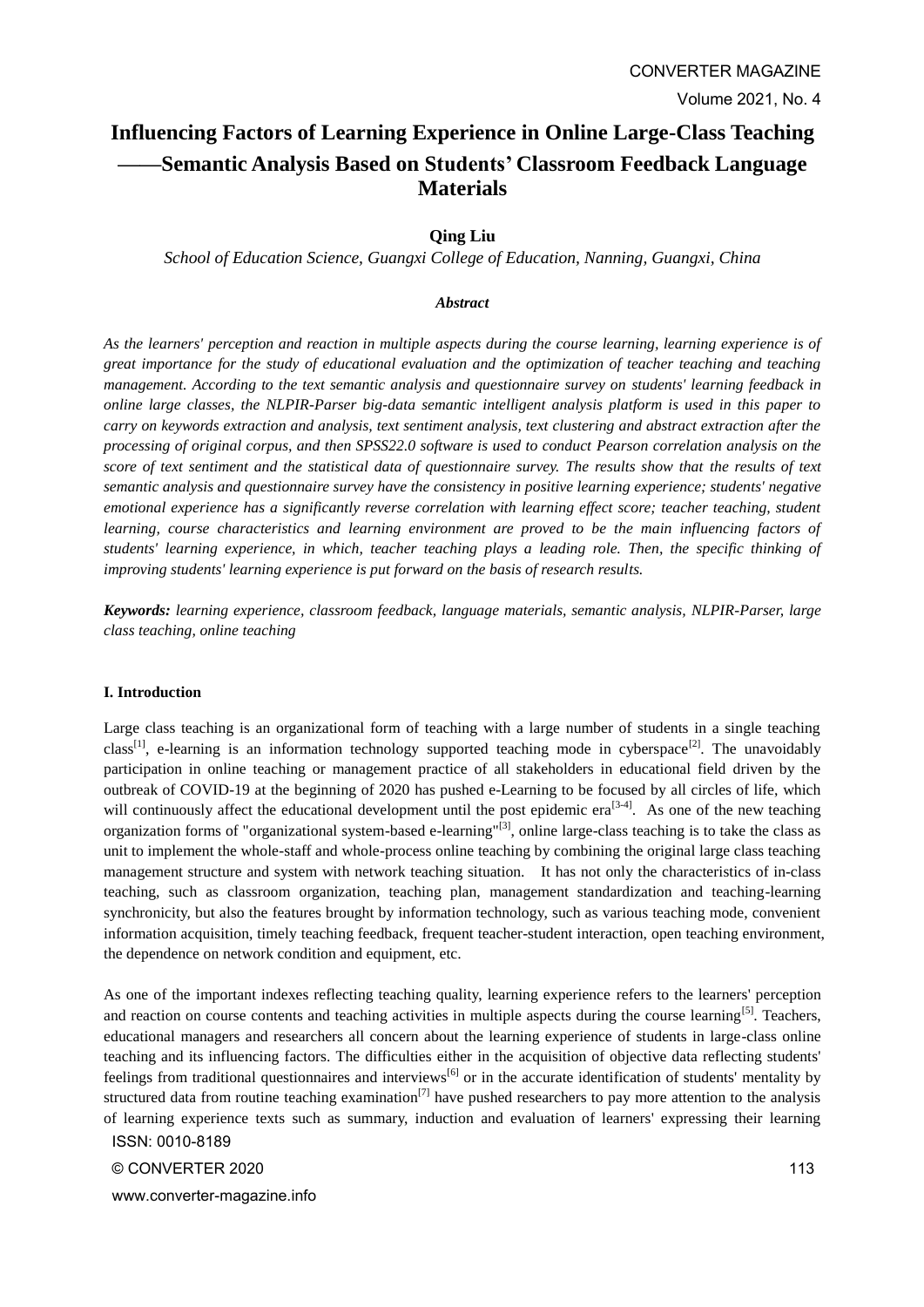# Influencing Factors of Learning Experience in Online Large-Class Teaching ——Semantic Analysis Based on Students' Classroom Feedback Language Materials

**Qing Liu**

*School of Education Science, Guangxi College of Education, Nanning, Guangxi, China*

***Abstract***

*As the learners' perception and reaction in multiple aspects during the course learning, learning experience is of great importance for the study of educational evaluation and the optimization of teacher teaching and teaching management. According to the text semantic analysis and questionnaire survey on students' learning feedback in online large classes, the NLPIR-Parser big-data semantic intelligent analysis platform is used in this paper to carry on keywords extraction and analysis, text sentiment analysis, text clustering and abstract extraction after the processing of original corpus, and then SPSS22.0 software is used to conduct Pearson correlation analysis on the score of text sentiment and the statistical data of questionnaire survey. The results show that the results of text semantic analysis and questionnaire survey have the consistency in positive learning experience; students' negative emotional experience has a significantly reverse correlation with learning effect score; teacher teaching, student learning, course characteristics and learning environment are proved to be the main influencing factors of students' learning experience, in which, teacher teaching plays a leading role. Then, the specific thinking of improving students' learning experience is put forward on the basis of research results.*

***Keywords:*** *learning experience, classroom feedback, language materials, semantic analysis, NLPIR-Parser, large class teaching, online teaching*

## I. Introduction

Large class teaching is an organizational form of teaching with a large number of students in a single teaching class[1], e-learning is an information technology supported teaching mode in cyberspace[2]. The unavoidably participation in online teaching or management practice of all stakeholders in educational field driven by the outbreak of COVID-19 at the beginning of 2020 has pushed e-Learning to be focused by all circles of life, which will continuously affect the educational development until the post epidemic era[3-4]. As one of the new teaching organization forms of "organizational system-based e-learning"[3], online large-class teaching is to take the class as unit to implement the whole-staff and whole-process online teaching by combining the original large class teaching management structure and system with network teaching situation. It has not only the characteristics of in-class teaching, such as classroom organization, teaching plan, management standardization and teaching-learning synchronicity, but also the features brought by information technology, such as various teaching mode, convenient information acquisition, timely teaching feedback, frequent teacher-student interaction, open teaching environment, the dependence on network condition and equipment, etc.

As one of the important indexes reflecting teaching quality, learning experience refers to the learners' perception and reaction on course contents and teaching activities in multiple aspects during the course learning[5]. Teachers, educational managers and researchers all concern about the learning experience of students in large-class online teaching and its influencing factors. The difficulties either in the acquisition of objective data reflecting students' feelings from traditional questionnaires and interviews[6] or in the accurate identification of students' mentality by structured data from routine teaching examination[7] have pushed researchers to pay more attention to the analysis of learning experience texts such as summary, induction and evaluation of learners' expressing their learning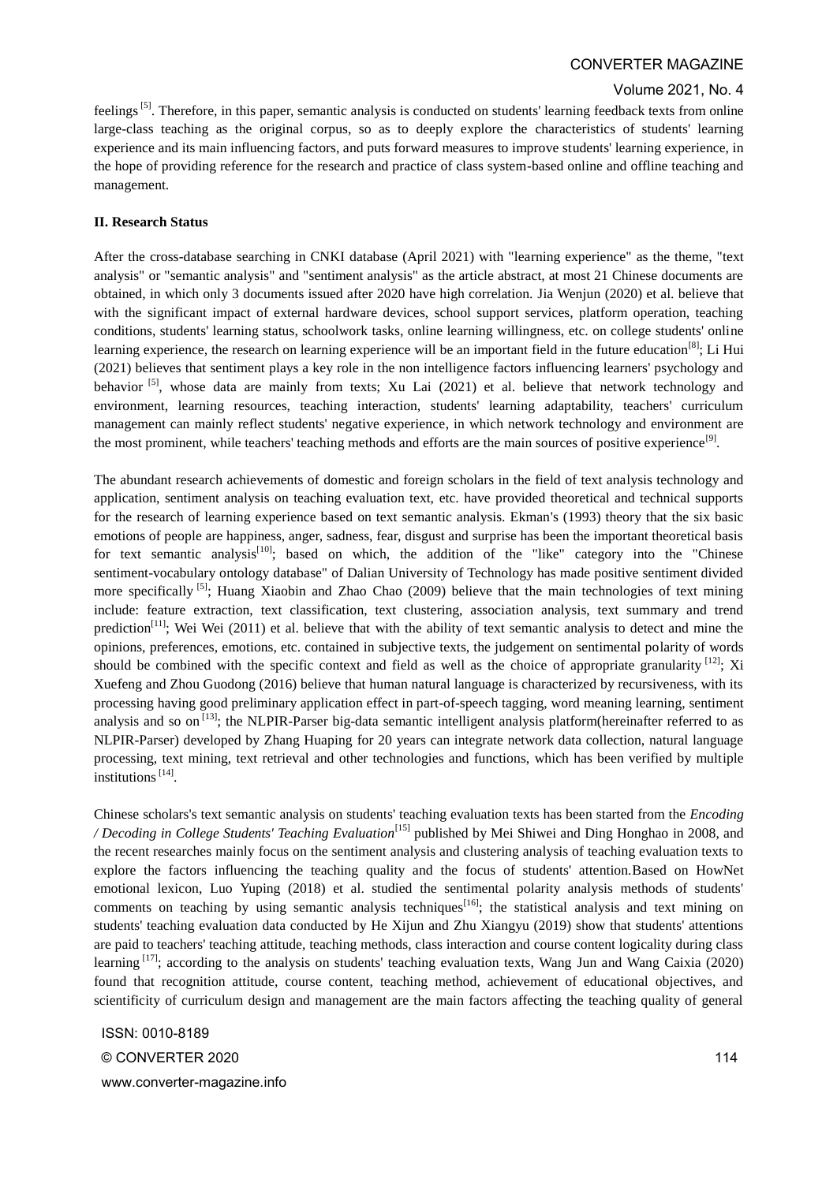feelings [5]. Therefore, in this paper, semantic analysis is conducted on students' learning feedback texts from online large-class teaching as the original corpus, so as to deeply explore the characteristics of students' learning experience and its main influencing factors, and puts forward measures to improve students' learning experience, in the hope of providing reference for the research and practice of class system-based online and offline teaching and management.

**II. Research Status**

After the cross-database searching in CNKI database (April 2021) with "learning experience" as the theme, "text analysis" or "semantic analysis" and "sentiment analysis" as the article abstract, at most 21 Chinese documents are obtained, in which only 3 documents issued after 2020 have high correlation. Jia Wenjun (2020) et al. believe that with the significant impact of external hardware devices, school support services, platform operation, teaching conditions, students' learning status, schoolwork tasks, online learning willingness, etc. on college students' online learning experience, the research on learning experience will be an important field in the future education[8]; Li Hui (2021) believes that sentiment plays a key role in the non intelligence factors influencing learners' psychology and behavior [5], whose data are mainly from texts; Xu Lai (2021) et al. believe that network technology and environment, learning resources, teaching interaction, students' learning adaptability, teachers' curriculum management can mainly reflect students' negative experience, in which network technology and environment are the most prominent, while teachers' teaching methods and efforts are the main sources of positive experience[9].

The abundant research achievements of domestic and foreign scholars in the field of text analysis technology and application, sentiment analysis on teaching evaluation text, etc. have provided theoretical and technical supports for the research of learning experience based on text semantic analysis. Ekman's (1993) theory that the six basic emotions of people are happiness, anger, sadness, fear, disgust and surprise has been the important theoretical basis for text semantic analysis[10]; based on which, the addition of the "like" category into the "Chinese sentiment-vocabulary ontology database" of Dalian University of Technology has made positive sentiment divided more specifically [5]; Huang Xiaobin and Zhao Chao (2009) believe that the main technologies of text mining include: feature extraction, text classification, text clustering, association analysis, text summary and trend prediction[11]; Wei Wei (2011) et al. believe that with the ability of text semantic analysis to detect and mine the opinions, preferences, emotions, etc. contained in subjective texts, the judgement on sentimental polarity of words should be combined with the specific context and field as well as the choice of appropriate granularity [12]; Xi Xuefeng and Zhou Guodong (2016) believe that human natural language is characterized by recursiveness, with its processing having good preliminary application effect in part-of-speech tagging, word meaning learning, sentiment analysis and so on [13]; the NLPIR-Parser big-data semantic intelligent analysis platform(hereinafter referred to as NLPIR-Parser) developed by Zhang Huaping for 20 years can integrate network data collection, natural language processing, text mining, text retrieval and other technologies and functions, which has been verified by multiple institutions [14].

Chinese scholars's text semantic analysis on students' teaching evaluation texts has been started from the *Encoding / Decoding in College Students' Teaching Evaluation*[15] published by Mei Shiwei and Ding Honghao in 2008, and the recent researches mainly focus on the sentiment analysis and clustering analysis of teaching evaluation texts to explore the factors influencing the teaching quality and the focus of students' attention.Based on HowNet emotional lexicon, Luo Yuping (2018) et al. studied the sentimental polarity analysis methods of students' comments on teaching by using semantic analysis techniques[16]; the statistical analysis and text mining on students' teaching evaluation data conducted by He Xijun and Zhu Xiangyu (2019) show that students' attentions are paid to teachers' teaching attitude, teaching methods, class interaction and course content logicality during class learning [17]; according to the analysis on students' teaching evaluation texts, Wang Jun and Wang Caixia (2020) found that recognition attitude, course content, teaching method, achievement of educational objectives, and scientificity of curriculum design and management are the main factors affecting the teaching quality of general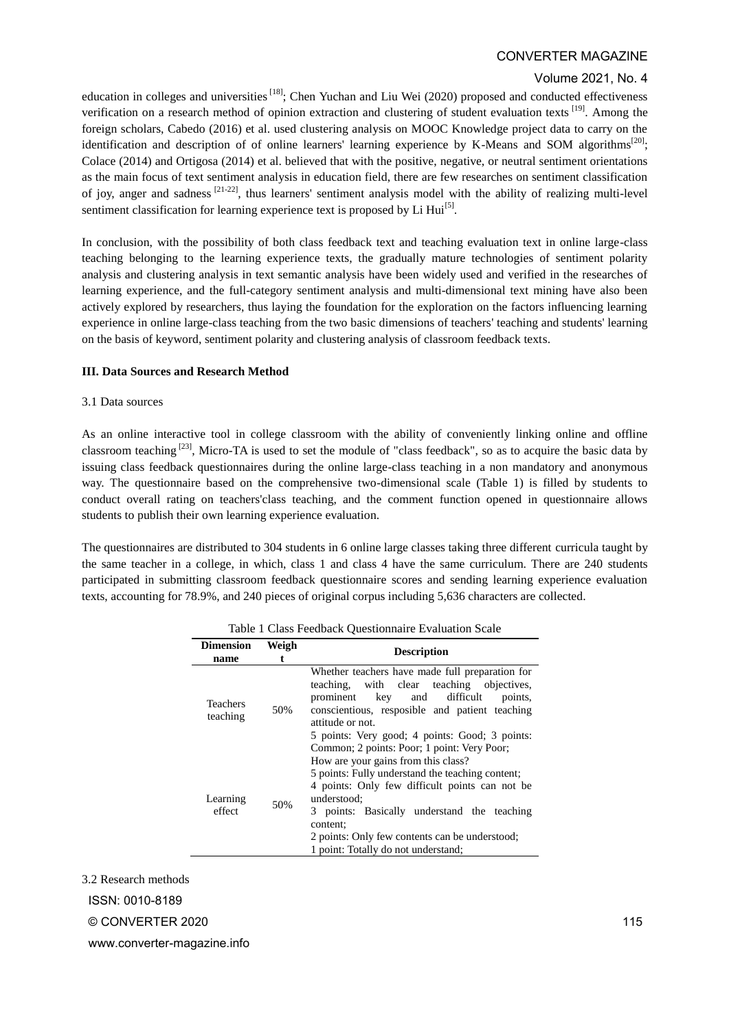education in colleges and universities [18]; Chen Yuchan and Liu Wei (2020) proposed and conducted effectiveness verification on a research method of opinion extraction and clustering of student evaluation texts [19]. Among the foreign scholars, Cabedo (2016) et al. used clustering analysis on MOOC Knowledge project data to carry on the identification and description of of online learners' learning experience by K-Means and SOM algorithms[20]; Colace (2014) and Ortigosa (2014) et al. believed that with the positive, negative, or neutral sentiment orientations as the main focus of text sentiment analysis in education field, there are few researches on sentiment classification of joy, anger and sadness [21-22], thus learners' sentiment analysis model with the ability of realizing multi-level sentiment classification for learning experience text is proposed by Li Hui[5].

In conclusion, with the possibility of both class feedback text and teaching evaluation text in online large-class teaching belonging to the learning experience texts, the gradually mature technologies of sentiment polarity analysis and clustering analysis in text semantic analysis have been widely used and verified in the researches of learning experience, and the full-category sentiment analysis and multi-dimensional text mining have also been actively explored by researchers, thus laying the foundation for the exploration on the factors influencing learning experience in online large-class teaching from the two basic dimensions of teachers' teaching and students' learning on the basis of keyword, sentiment polarity and clustering analysis of classroom feedback texts.

## III. Data Sources and Research Method

### 3.1 Data sources

As an online interactive tool in college classroom with the ability of conveniently linking online and offline classroom teaching [23], Micro-TA is used to set the module of "class feedback", so as to acquire the basic data by issuing class feedback questionnaires during the online large-class teaching in a non mandatory and anonymous way. The questionnaire based on the comprehensive two-dimensional scale (Table 1) is filled by students to conduct overall rating on teachers'class teaching, and the comment function opened in questionnaire allows students to publish their own learning experience evaluation.

The questionnaires are distributed to 304 students in 6 online large classes taking three different curricula taught by the same teacher in a college, in which, class 1 and class 4 have the same curriculum. There are 240 students participated in submitting classroom feedback questionnaire scores and sending learning experience evaluation texts, accounting for 78.9%, and 240 pieces of original corpus including 5,636 characters are collected.

Table 1 Class Feedback Questionnaire Evaluation Scale

| Dimension name | Weight | Description |
|---|---|---|
| Teachers teaching | 50% | Whether teachers have made full preparation for teaching, with clear teaching objectives, prominent key and difficult points, conscientious, resposible and patient teaching attitude or not.<br>5 points: Very good; 4 points: Good; 3 points: Common; 2 points: Poor; 1 point: Very Poor; |
| Learning effect | 50% | How are your gains from this class?<br>5 points: Fully understand the teaching content;<br>4 points: Only few difficult points can not be understood;<br>3 points: Basically understand the teaching content;<br>2 points: Only few contents can be understood;<br>1 point: Totally do not understand; |

### 3.2 Research methods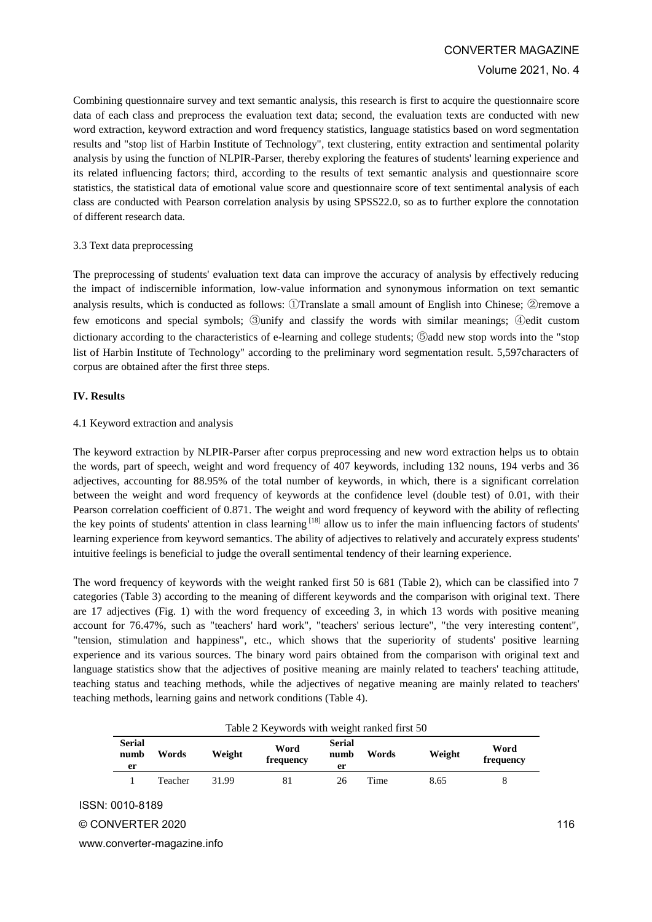Combining questionnaire survey and text semantic analysis, this research is first to acquire the questionnaire score data of each class and preprocess the evaluation text data; second, the evaluation texts are conducted with new word extraction, keyword extraction and word frequency statistics, language statistics based on word segmentation results and "stop list of Harbin Institute of Technology", text clustering, entity extraction and sentimental polarity analysis by using the function of NLPIR-Parser, thereby exploring the features of students' learning experience and its related influencing factors; third, according to the results of text semantic analysis and questionnaire score statistics, the statistical data of emotional value score and questionnaire score of text sentimental analysis of each class are conducted with Pearson correlation analysis by using SPSS22.0, so as to further explore the connotation of different research data.

### 3.3 Text data preprocessing

The preprocessing of students' evaluation text data can improve the accuracy of analysis by effectively reducing the impact of indiscernible information, low-value information and synonymous information on text semantic analysis results, which is conducted as follows: ①Translate a small amount of English into Chinese; ②remove a few emoticons and special symbols; ③unify and classify the words with similar meanings; ④edit custom dictionary according to the characteristics of e-learning and college students; ⑤add new stop words into the "stop list of Harbin Institute of Technology" according to the preliminary word segmentation result. 5,597characters of corpus are obtained after the first three steps.

## IV. Results

### 4.1 Keyword extraction and analysis

The keyword extraction by NLPIR-Parser after corpus preprocessing and new word extraction helps us to obtain the words, part of speech, weight and word frequency of 407 keywords, including 132 nouns, 194 verbs and 36 adjectives, accounting for 88.95% of the total number of keywords, in which, there is a significant correlation between the weight and word frequency of keywords at the confidence level (double test) of 0.01, with their Pearson correlation coefficient of 0.871. The weight and word frequency of keyword with the ability of reflecting the key points of students' attention in class learning [18] allow us to infer the main influencing factors of students' learning experience from keyword semantics. The ability of adjectives to relatively and accurately express students' intuitive feelings is beneficial to judge the overall sentimental tendency of their learning experience.

The word frequency of keywords with the weight ranked first 50 is 681 (Table 2), which can be classified into 7 categories (Table 3) according to the meaning of different keywords and the comparison with original text. There are 17 adjectives (Fig. 1) with the word frequency of exceeding 3, in which 13 words with positive meaning account for 76.47%, such as "teachers' hard work", "teachers' serious lecture", "the very interesting content", "tension, stimulation and happiness", etc., which shows that the superiority of students' positive learning experience and its various sources. The binary word pairs obtained from the comparison with original text and language statistics show that the adjectives of positive meaning are mainly related to teachers' teaching attitude, teaching status and teaching methods, while the adjectives of negative meaning are mainly related to teachers' teaching methods, learning gains and network conditions (Table 4).

Table 2 Keywords with weight ranked first 50

| Serial number | Words | Weight | Word frequency | Serial number | Words | Weight | Word frequency |
|---|---|---|---|---|---|---|---|
| 1 | Teacher | 31.99 | 81 | 26 | Time | 8.65 | 8 |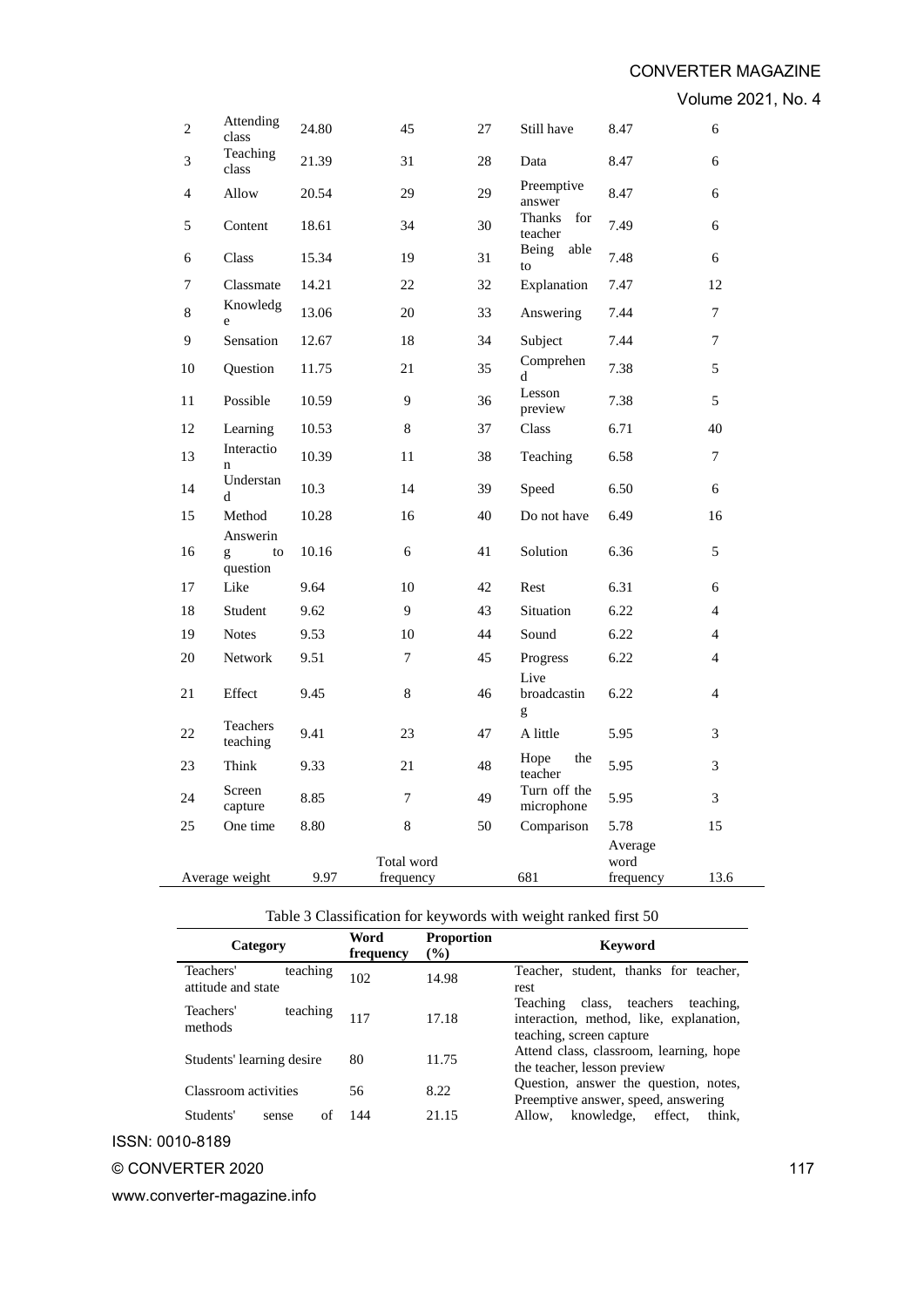| 2 | Attending class | 24.80 | 45 | 27 | Still have | 8.47 | 6 |
|---|---|---|---|---|---|---|---|
| 3 | Teaching class | 21.39 | 31 | 28 | Data | 8.47 | 6 |
| 4 | Allow | 20.54 | 29 | 29 | Preemptive answer | 8.47 | 6 |
| 5 | Content | 18.61 | 34 | 30 | Thanks for teacher | 7.49 | 6 |
| 6 | Class | 15.34 | 19 | 31 | Being able to | 7.48 | 6 |
| 7 | Classmate | 14.21 | 22 | 32 | Explanation | 7.47 | 12 |
| 8 | Knowledge | 13.06 | 20 | 33 | Answering | 7.44 | 7 |
| 9 | Sensation | 12.67 | 18 | 34 | Subject | 7.44 | 7 |
| 10 | Question | 11.75 | 21 | 35 | Comprehend | 7.38 | 5 |
| 11 | Possible | 10.59 | 9 | 36 | Lesson preview | 7.38 | 5 |
| 12 | Learning | 10.53 | 8 | 37 | Class | 6.71 | 40 |
| 13 | Interaction | 10.39 | 11 | 38 | Teaching | 6.58 | 7 |
| 14 | Understand | 10.3 | 14 | 39 | Speed | 6.50 | 6 |
| 15 | Method | 10.28 | 16 | 40 | Do not have | 6.49 | 16 |
| 16 | Answering to question | 10.16 | 6 | 41 | Solution | 6.36 | 5 |
| 17 | Like | 9.64 | 10 | 42 | Rest | 6.31 | 6 |
| 18 | Student | 9.62 | 9 | 43 | Situation | 6.22 | 4 |
| 19 | Notes | 9.53 | 10 | 44 | Sound | 6.22 | 4 |
| 20 | Network | 9.51 | 7 | 45 | Progress | 6.22 | 4 |
| 21 | Effect | 9.45 | 8 | 46 | Live broadcasting | 6.22 | 4 |
| 22 | Teachers teaching | 9.41 | 23 | 47 | A little | 5.95 | 3 |
| 23 | Think | 9.33 | 21 | 48 | Hope the teacher | 5.95 | 3 |
| 24 | Screen capture | 8.85 | 7 | 49 | Turn off the microphone | 5.95 | 3 |
| 25 | One time | 8.80 | 8 | 50 | Comparison | 5.78 | 15 |
| Average weight | | 9.97 | Total word frequency | | 681 | Average word frequency | 13.6 |

Table 3 Classification for keywords with weight ranked first 50

| Category | Word frequency | Proportion (%) | Keyword |
|---|---|---|---|
| Teachers' teaching attitude and state | 102 | 14.98 | Teacher, student, thanks for teacher, rest |
| Teachers' teaching methods | 117 | 17.18 | Teaching class, teachers teaching, interaction, method, like, explanation, teaching, screen capture |
| Students' learning desire | 80 | 11.75 | Attend class, classroom, learning, hope the teacher, lesson preview |
| Classroom activities | 56 | 8.22 | Question, answer the question, notes, Preemptive answer, speed, answering |
| Students' sense of | 144 | 21.15 | Allow, knowledge, effect, think, |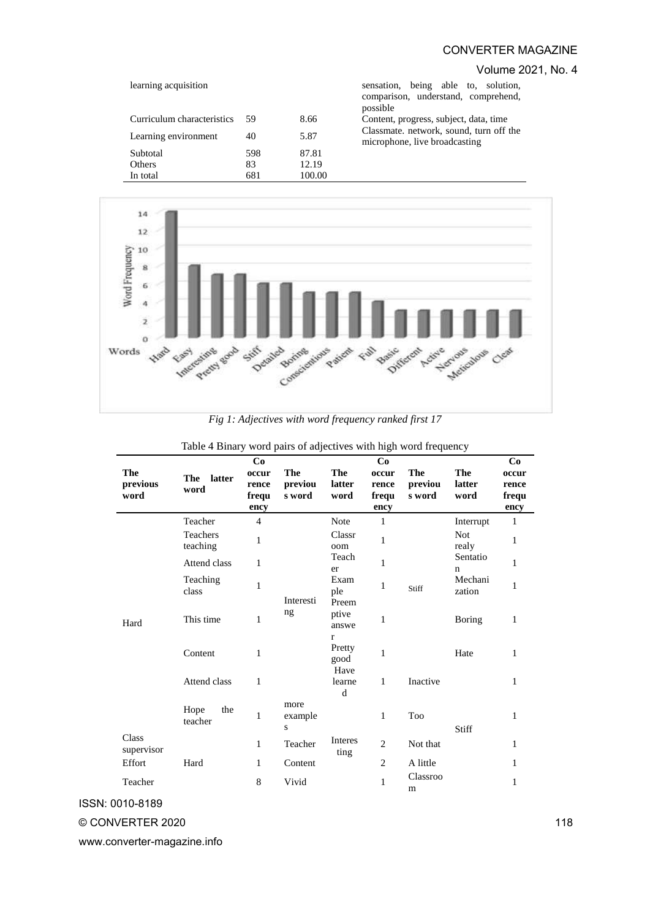| | | | |
|---|---|---|---|
| learning acquisition | | | sensation, being able to, solution, comparison, understand, comprehend, possible |
| Curriculum characteristics | 59 | 8.66 | Content, progress, subject, data, time |
| Learning environment | 40 | 5.87 | Classmate. network, sound, turn off the microphone, live broadcasting |
| Subtotal | 598 | 87.81 | |
| Others | 83 | 12.19 | |
| In total | 681 | 100.00 | |

*Fig 1: Adjectives with word frequency ranked first 17*

Table 4 Binary word pairs of adjectives with high word frequency

| The previous word | The latter word | Co occurrence frequency | The previous word | The latter word | Co occurrence frequency | The previous word | The latter word | Co occurrence frequency |
|---|---|---|---|---|---|---|---|---|
| Hard | Teacher | 4 | Interesting | Note | 1 | Stiff | Interrupt | 1 |
| | Teachers teaching | 1 | | Classroom | 1 | | Not realy | 1 |
| | Attend class | 1 | | Teacher | 1 | | Sentation | 1 |
| | Teaching class | 1 | | Example | 1 | | Mechanization | 1 |
| | This time | 1 | | Preemptive answer | 1 | | Boring | 1 |
| | Content | 1 | | Pretty good | 1 | | Hate | 1 |
| | Attend class | 1 | | Have learned | 1 | Inactive | Stiff | 1 |
| | Hope the teacher | 1 | more examples | Interesting | 1 | Too | | 1 |
| Class supervisor | Hard | 1 | Teacher | | 2 | Not that | | 1 |
| Effort | | 1 | Content | | 2 | A little | | 1 |
| Teacher | | 8 | Vivid | | 1 | Classroom | | 1 |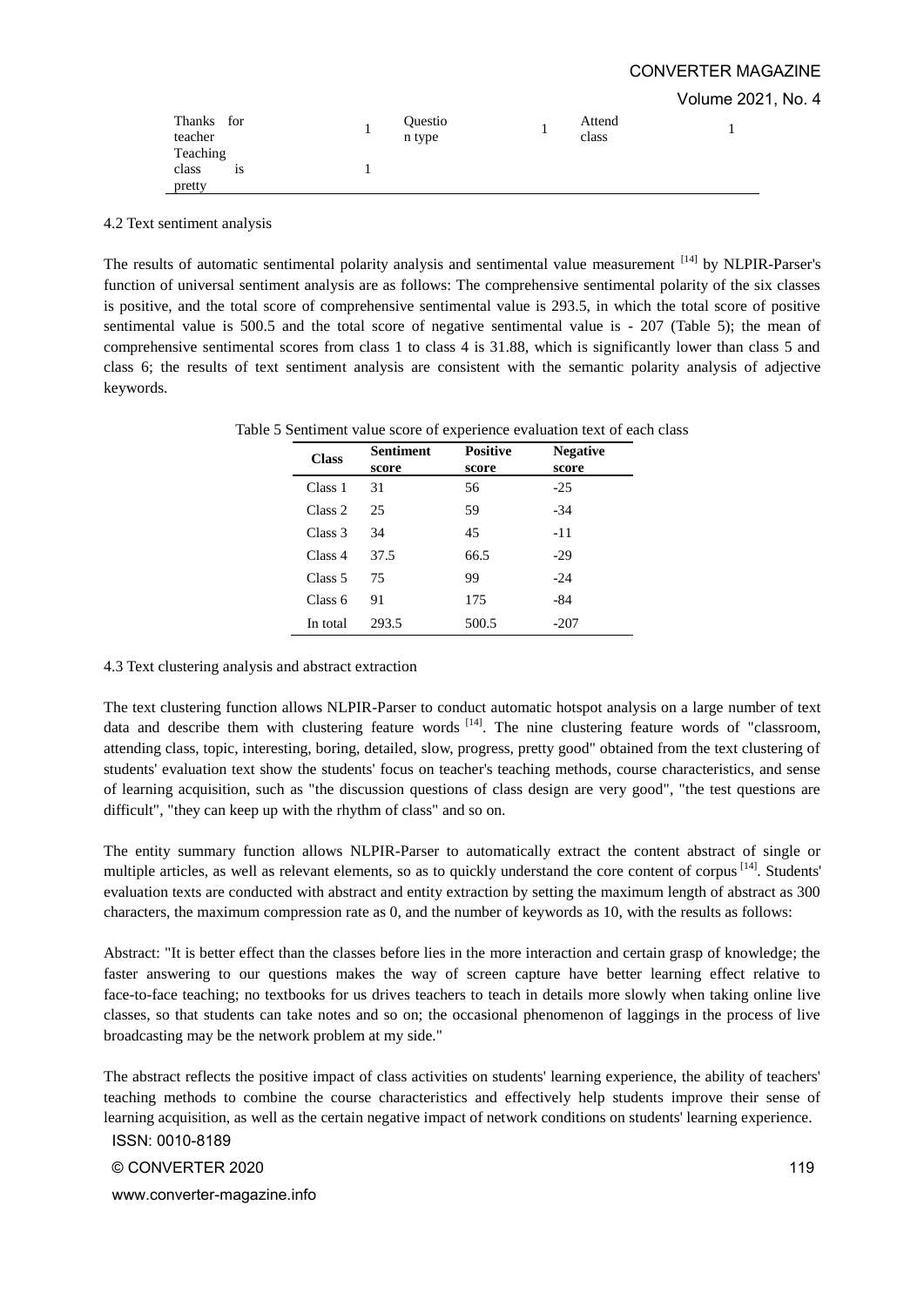| Thanks for teacher | 1 | Question type | 1 | Attend class | 1 |
| --- | --- | --- | --- | --- | --- |
| Teaching class is pretty | 1 | | | | |

4.2 Text sentiment analysis

The results of automatic sentimental polarity analysis and sentimental value measurement [14] by NLPIR-Parser's function of universal sentiment analysis are as follows: The comprehensive sentimental polarity of the six classes is positive, and the total score of comprehensive sentimental value is 293.5, in which the total score of positive sentimental value is 500.5 and the total score of negative sentimental value is - 207 (Table 5); the mean of comprehensive sentimental scores from class 1 to class 4 is 31.88, which is significantly lower than class 5 and class 6; the results of text sentiment analysis are consistent with the semantic polarity analysis of adjective keywords.

Table 5 Sentiment value score of experience evaluation text of each class

| Class | Sentiment score | Positive score | Negative score |
| --- | --- | --- | --- |
| Class 1 | 31 | 56 | -25 |
| Class 2 | 25 | 59 | -34 |
| Class 3 | 34 | 45 | -11 |
| Class 4 | 37.5 | 66.5 | -29 |
| Class 5 | 75 | 99 | -24 |
| Class 6 | 91 | 175 | -84 |
| In total | 293.5 | 500.5 | -207 |

4.3 Text clustering analysis and abstract extraction

The text clustering function allows NLPIR-Parser to conduct automatic hotspot analysis on a large number of text data and describe them with clustering feature words [14]. The nine clustering feature words of "classroom, attending class, topic, interesting, boring, detailed, slow, progress, pretty good" obtained from the text clustering of students' evaluation text show the students' focus on teacher's teaching methods, course characteristics, and sense of learning acquisition, such as "the discussion questions of class design are very good", "the test questions are difficult", "they can keep up with the rhythm of class" and so on.

The entity summary function allows NLPIR-Parser to automatically extract the content abstract of single or multiple articles, as well as relevant elements, so as to quickly understand the core content of corpus [14]. Students' evaluation texts are conducted with abstract and entity extraction by setting the maximum length of abstract as 300 characters, the maximum compression rate as 0, and the number of keywords as 10, with the results as follows:

Abstract: "It is better effect than the classes before lies in the more interaction and certain grasp of knowledge; the faster answering to our questions makes the way of screen capture have better learning effect relative to face-to-face teaching; no textbooks for us drives teachers to teach in details more slowly when taking online live classes, so that students can take notes and so on; the occasional phenomenon of laggings in the process of live broadcasting may be the network problem at my side."

The abstract reflects the positive impact of class activities on students' learning experience, the ability of teachers' teaching methods to combine the course characteristics and effectively help students improve their sense of learning acquisition, as well as the certain negative impact of network conditions on students' learning experience.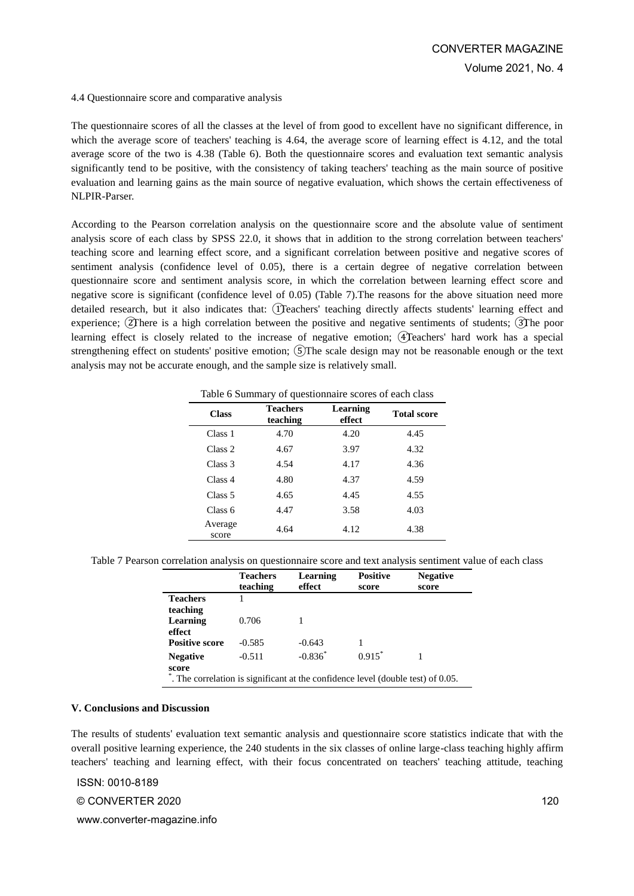4.4 Questionnaire score and comparative analysis

The questionnaire scores of all the classes at the level of from good to excellent have no significant difference, in which the average score of teachers' teaching is 4.64, the average score of learning effect is 4.12, and the total average score of the two is 4.38 (Table 6). Both the questionnaire scores and evaluation text semantic analysis significantly tend to be positive, with the consistency of taking teachers' teaching as the main source of positive evaluation and learning gains as the main source of negative evaluation, which shows the certain effectiveness of NLPIR-Parser.

According to the Pearson correlation analysis on the questionnaire score and the absolute value of sentiment analysis score of each class by SPSS 22.0, it shows that in addition to the strong correlation between teachers' teaching score and learning effect score, and a significant correlation between positive and negative scores of sentiment analysis (confidence level of 0.05), there is a certain degree of negative correlation between questionnaire score and sentiment analysis score, in which the correlation between learning effect score and negative score is significant (confidence level of 0.05) (Table 7).The reasons for the above situation need more detailed research, but it also indicates that: ①Teachers' teaching directly affects students' learning effect and experience; ②There is a high correlation between the positive and negative sentiments of students; ③The poor learning effect is closely related to the increase of negative emotion; ④Teachers' hard work has a special strengthening effect on students' positive emotion; ⑤The scale design may not be reasonable enough or the text analysis may not be accurate enough, and the sample size is relatively small.

Table 6 Summary of questionnaire scores of each class

| Class | Teachers teaching | Learning effect | Total score |
|---|---|---|---|
| Class 1 | 4.70 | 4.20 | 4.45 |
| Class 2 | 4.67 | 3.97 | 4.32 |
| Class 3 | 4.54 | 4.17 | 4.36 |
| Class 4 | 4.80 | 4.37 | 4.59 |
| Class 5 | 4.65 | 4.45 | 4.55 |
| Class 6 | 4.47 | 3.58 | 4.03 |
| Average score | 4.64 | 4.12 | 4.38 |

Table 7 Pearson correlation analysis on questionnaire score and text analysis sentiment value of each class

| | Teachers teaching | Learning effect | Positive score | Negative score |
|---|---|---|---|---|
| **Teachers teaching** | 1 | | | |
| **Learning effect** | 0.706 | 1 | | |
| **Positive score** | -0.585 | -0.643 | 1 | |
| **Negative score** | -0.511 | -0.836* | 0.915* | 1 |

*. The correlation is significant at the confidence level (double test) of 0.05.

## V. Conclusions and Discussion

The results of students' evaluation text semantic analysis and questionnaire score statistics indicate that with the overall positive learning experience, the 240 students in the six classes of online large-class teaching highly affirm teachers' teaching and learning effect, with their focus concentrated on teachers' teaching attitude, teaching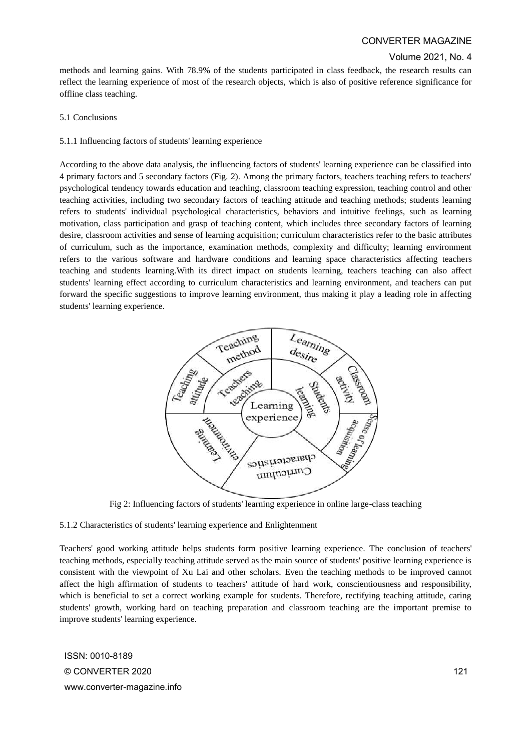methods and learning gains. With 78.9% of the students participated in class feedback, the research results can reflect the learning experience of most of the research objects, which is also of positive reference significance for offline class teaching.

### 5.1 Conclusions

#### 5.1.1 Influencing factors of students' learning experience

According to the above data analysis, the influencing factors of students' learning experience can be classified into 4 primary factors and 5 secondary factors (Fig. 2). Among the primary factors, teachers teaching refers to teachers' psychological tendency towards education and teaching, classroom teaching expression, teaching control and other teaching activities, including two secondary factors of teaching attitude and teaching methods; students learning refers to students' individual psychological characteristics, behaviors and intuitive feelings, such as learning motivation, class participation and grasp of teaching content, which includes three secondary factors of learning desire, classroom activities and sense of learning acquisition; curriculum characteristics refer to the basic attributes of curriculum, such as the importance, examination methods, complexity and difficulty; learning environment refers to the various software and hardware conditions and learning space characteristics affecting teachers teaching and students learning.With its direct impact on students learning, teachers teaching can also affect students' learning effect according to curriculum characteristics and learning environment, and teachers can put forward the specific suggestions to improve learning environment, thus making it play a leading role in affecting students' learning experience.

Fig 2: Influencing factors of students' learning experience in online large-class teaching

#### 5.1.2 Characteristics of students' learning experience and Enlightenment

Teachers' good working attitude helps students form positive learning experience. The conclusion of teachers' teaching methods, especially teaching attitude served as the main source of students' positive learning experience is consistent with the viewpoint of Xu Lai and other scholars. Even the teaching methods to be improved cannot affect the high affirmation of students to teachers' attitude of hard work, conscientiousness and responsibility, which is beneficial to set a correct working example for students. Therefore, rectifying teaching attitude, caring students' growth, working hard on teaching preparation and classroom teaching are the important premise to improve students' learning experience.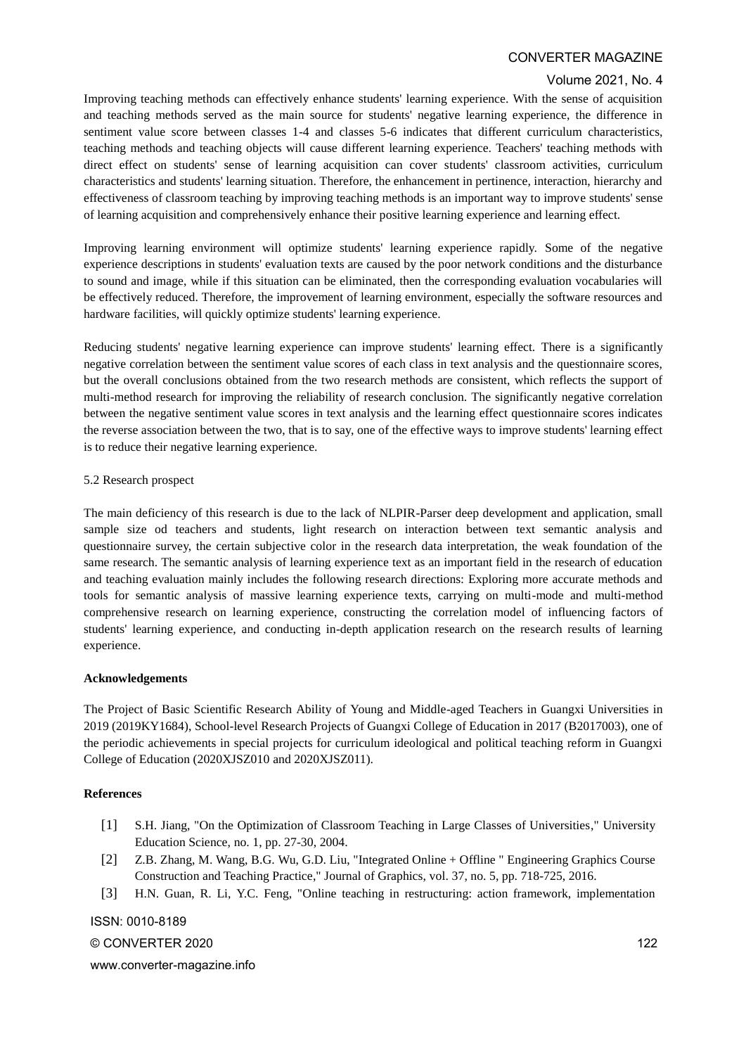Improving teaching methods can effectively enhance students' learning experience. With the sense of acquisition and teaching methods served as the main source for students' negative learning experience, the difference in sentiment value score between classes 1-4 and classes 5-6 indicates that different curriculum characteristics, teaching methods and teaching objects will cause different learning experience. Teachers' teaching methods with direct effect on students' sense of learning acquisition can cover students' classroom activities, curriculum characteristics and students' learning situation. Therefore, the enhancement in pertinence, interaction, hierarchy and effectiveness of classroom teaching by improving teaching methods is an important way to improve students' sense of learning acquisition and comprehensively enhance their positive learning experience and learning effect.

Improving learning environment will optimize students' learning experience rapidly. Some of the negative experience descriptions in students' evaluation texts are caused by the poor network conditions and the disturbance to sound and image, while if this situation can be eliminated, then the corresponding evaluation vocabularies will be effectively reduced. Therefore, the improvement of learning environment, especially the software resources and hardware facilities, will quickly optimize students' learning experience.

Reducing students' negative learning experience can improve students' learning effect. There is a significantly negative correlation between the sentiment value scores of each class in text analysis and the questionnaire scores, but the overall conclusions obtained from the two research methods are consistent, which reflects the support of multi-method research for improving the reliability of research conclusion. The significantly negative correlation between the negative sentiment value scores in text analysis and the learning effect questionnaire scores indicates the reverse association between the two, that is to say, one of the effective ways to improve students' learning effect is to reduce their negative learning experience.

### 5.2 Research prospect

The main deficiency of this research is due to the lack of NLPIR-Parser deep development and application, small sample size od teachers and students, light research on interaction between text semantic analysis and questionnaire survey, the certain subjective color in the research data interpretation, the weak foundation of the same research. The semantic analysis of learning experience text as an important field in the research of education and teaching evaluation mainly includes the following research directions: Exploring more accurate methods and tools for semantic analysis of massive learning experience texts, carrying on multi-mode and multi-method comprehensive research on learning experience, constructing the correlation model of influencing factors of students' learning experience, and conducting in-depth application research on the research results of learning experience.

## Acknowledgements

The Project of Basic Scientific Research Ability of Young and Middle-aged Teachers in Guangxi Universities in 2019 (2019KY1684), School-level Research Projects of Guangxi College of Education in 2017 (B2017003), one of the periodic achievements in special projects for curriculum ideological and political teaching reform in Guangxi College of Education (2020XJSZ010 and 2020XJSZ011).

## References

[1] S.H. Jiang, "On the Optimization of Classroom Teaching in Large Classes of Universities," University Education Science, no. 1, pp. 27-30, 2004.

[2] Z.B. Zhang, M. Wang, B.G. Wu, G.D. Liu, "Integrated Online + Offline " Engineering Graphics Course Construction and Teaching Practice," Journal of Graphics, vol. 37, no. 5, pp. 718-725, 2016.

[3] H.N. Guan, R. Li, Y.C. Feng, "Online teaching in restructuring: action framework, implementation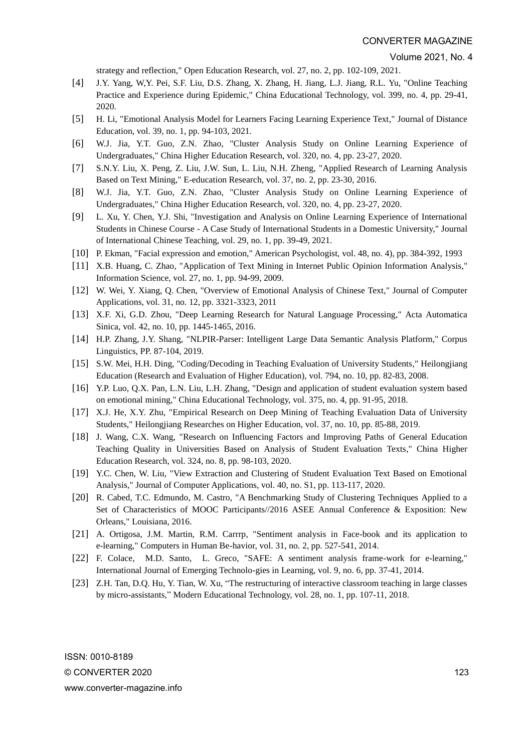strategy and reflection," Open Education Research, vol. 27, no. 2, pp. 102-109, 2021.

[4] J.Y. Yang, W,Y. Pei, S.F. Liu, D.S. Zhang, X. Zhang, H. Jiang, L.J. Jiang, R.L. Yu, "Online Teaching Practice and Experience during Epidemic," China Educational Technology, vol. 399, no. 4, pp. 29-41, 2020.

[5] H. Li, "Emotional Analysis Model for Learners Facing Learning Experience Text," Journal of Distance Education, vol. 39, no. 1, pp. 94-103, 2021.

[6] W.J. Jia, Y.T. Guo, Z.N. Zhao, "Cluster Analysis Study on Online Learning Experience of Undergraduates," China Higher Education Research, vol. 320, no. 4, pp. 23-27, 2020.

[7] S.N.Y. Liu, X. Peng, Z. Liu, J.W. Sun, L. Liu, N.H. Zheng, "Applied Research of Learning Analysis Based on Text Mining," E-education Research, vol. 37, no. 2, pp. 23-30, 2016.

[8] W.J. Jia, Y.T. Guo, Z.N. Zhao, "Cluster Analysis Study on Online Learning Experience of Undergraduates," China Higher Education Research, vol. 320, no. 4, pp. 23-27, 2020.

[9] L. Xu, Y. Chen, Y.J. Shi, "Investigation and Analysis on Online Learning Experience of International Students in Chinese Course - A Case Study of International Students in a Domestic University," Journal of International Chinese Teaching, vol. 29, no. 1, pp. 39-49, 2021.

[10] P. Ekman, "Facial expression and emotion," American Psychologist, vol. 48, no. 4), pp. 384-392, 1993

[11] X.B. Huang, C. Zhao, "Application of Text Mining in Internet Public Opinion Information Analysis," Information Science, vol. 27, no. 1, pp. 94-99, 2009.

[12] W. Wei, Y. Xiang, Q. Chen, "Overview of Emotional Analysis of Chinese Text," Journal of Computer Applications, vol. 31, no. 12, pp. 3321-3323, 2011

[13] X.F. Xi, G.D. Zhou, "Deep Learning Research for Natural Language Processing," Acta Automatica Sinica, vol. 42, no. 10, pp. 1445-1465, 2016.

[14] H.P. Zhang, J.Y. Shang, "NLPIR-Parser: Intelligent Large Data Semantic Analysis Platform," Corpus Linguistics, PP. 87-104, 2019.

[15] S.W. Mei, H.H. Ding, "Coding/Decoding in Teaching Evaluation of University Students," Heilongjiang Education (Research and Evaluation of Higher Education), vol. 794, no. 10, pp. 82-83, 2008.

[16] Y.P. Luo, Q.X. Pan, L.N. Liu, L.H. Zhang, "Design and application of student evaluation system based on emotional mining," China Educational Technology, vol. 375, no. 4, pp. 91-95, 2018.

[17] X.J. He, X.Y. Zhu, "Empirical Research on Deep Mining of Teaching Evaluation Data of University Students," Heilongjiang Researches on Higher Education, vol. 37, no. 10, pp. 85-88, 2019.

[18] J. Wang, C.X. Wang, "Research on Influencing Factors and Improving Paths of General Education Teaching Quality in Universities Based on Analysis of Student Evaluation Texts," China Higher Education Research, vol. 324, no. 8, pp. 98-103, 2020.

[19] Y.C. Chen, W. Liu, "View Extraction and Clustering of Student Evaluation Text Based on Emotional Analysis," Journal of Computer Applications, vol. 40, no. S1, pp. 113-117, 2020.

[20] R. Cabed, T.C. Edmundo, M. Castro, "A Benchmarking Study of Clustering Techniques Applied to a Set of Characteristics of MOOC Participants//2016 ASEE Annual Conference & Exposition: New Orleans," Louisiana, 2016.

[21] A. Ortigosa, J.M. Martin, R.M. Carrrp, "Sentiment analysis in Face-book and its application to e-learning," Computers in Human Be-havior, vol. 31, no. 2, pp. 527-541, 2014.

[22] F. Colace, M.D. Santo, L. Greco, "SAFE: A sentiment analysis frame-work for e-learning," International Journal of Emerging Technolo-gies in Learning, vol. 9, no. 6, pp. 37-41, 2014.

[23] Z.H. Tan, D.Q. Hu, Y. Tian, W. Xu, "The restructuring of interactive classroom teaching in large classes by micro-assistants," Modern Educational Technology, vol. 28, no. 1, pp. 107-11, 2018.